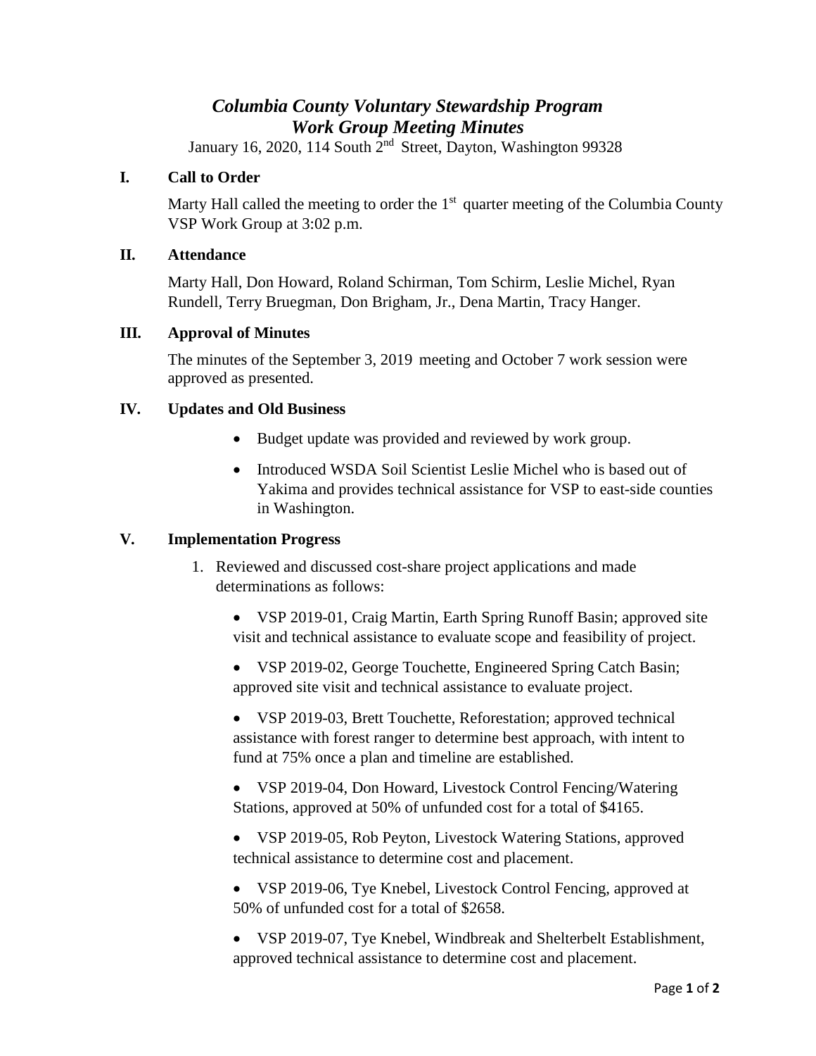# *Columbia County Voluntary Stewardship Program*
# *Work Group Meeting Minutes*

January 16, 2020, 114 South 2nd Street, Dayton, Washington 99328

## I. Call to Order

Marty Hall called the meeting to order the 1st quarter meeting of the Columbia County VSP Work Group at 3:02 p.m.

## II. Attendance

Marty Hall, Don Howard, Roland Schirman, Tom Schirm, Leslie Michel, Ryan Rundell, Terry Bruegman, Don Brigham, Jr., Dena Martin, Tracy Hanger.

## III. Approval of Minutes

The minutes of the September 3, 2019 meeting and October 7 work session were approved as presented.

## IV. Updates and Old Business

- Budget update was provided and reviewed by work group.
- Introduced WSDA Soil Scientist Leslie Michel who is based out of Yakima and provides technical assistance for VSP to east-side counties in Washington.

## V. Implementation Progress

1. Reviewed and discussed cost-share project applications and made determinations as follows:
   - VSP 2019-01, Craig Martin, Earth Spring Runoff Basin; approved site visit and technical assistance to evaluate scope and feasibility of project.
   - VSP 2019-02, George Touchette, Engineered Spring Catch Basin; approved site visit and technical assistance to evaluate project.
   - VSP 2019-03, Brett Touchette, Reforestation; approved technical assistance with forest ranger to determine best approach, with intent to fund at 75% once a plan and timeline are established.
   - VSP 2019-04, Don Howard, Livestock Control Fencing/Watering Stations, approved at 50% of unfunded cost for a total of $4165.
   - VSP 2019-05, Rob Peyton, Livestock Watering Stations, approved technical assistance to determine cost and placement.
   - VSP 2019-06, Tye Knebel, Livestock Control Fencing, approved at 50% of unfunded cost for a total of $2658.
   - VSP 2019-07, Tye Knebel, Windbreak and Shelterbelt Establishment, approved technical assistance to determine cost and placement.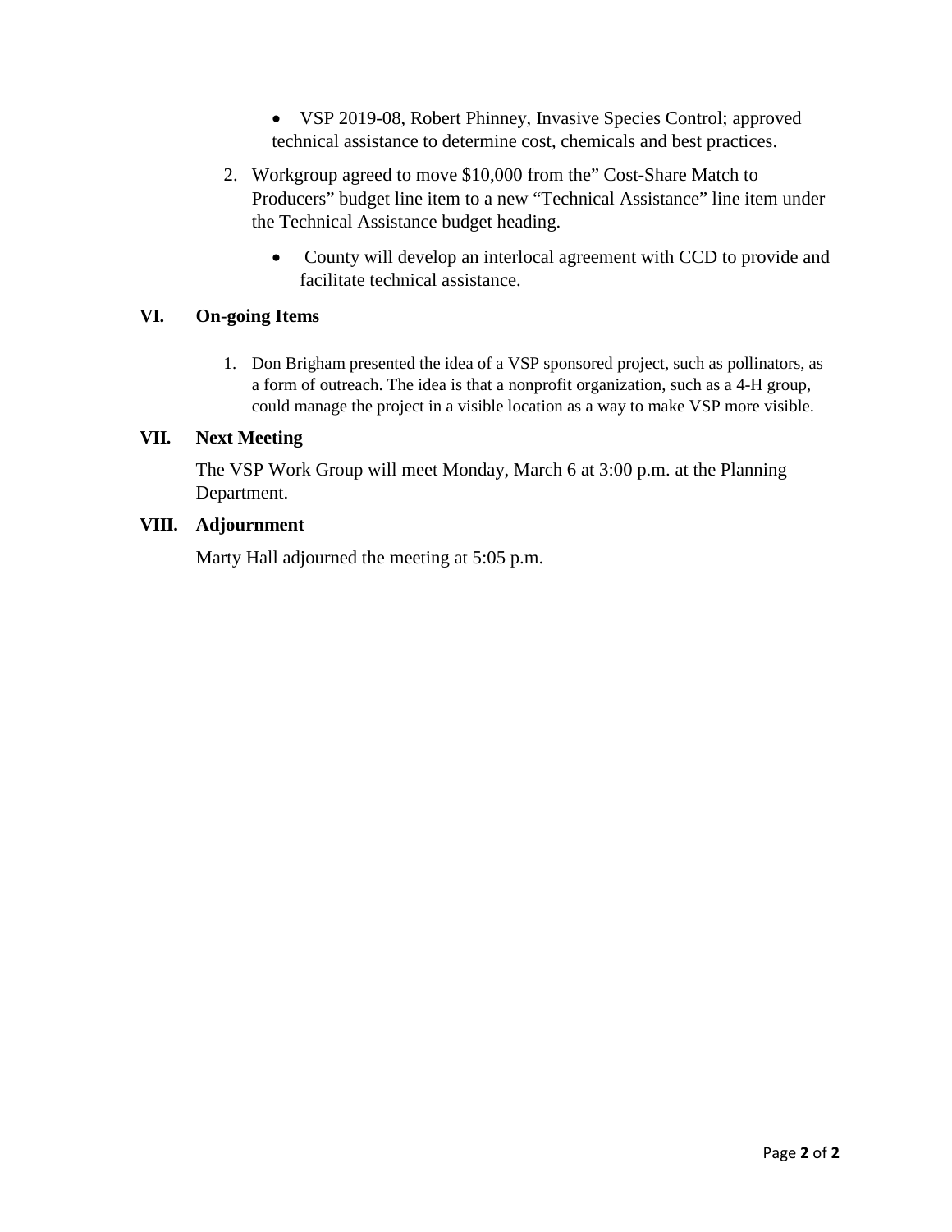- VSP 2019-08, Robert Phinney, Invasive Species Control; approved technical assistance to determine cost, chemicals and best practices.

2. Workgroup agreed to move $10,000 from the" Cost-Share Match to Producers" budget line item to a new "Technical Assistance" line item under the Technical Assistance budget heading.

   - County will develop an interlocal agreement with CCD to provide and facilitate technical assistance.

## VI. On-going Items

1. Don Brigham presented the idea of a VSP sponsored project, such as pollinators, as a form of outreach. The idea is that a nonprofit organization, such as a 4-H group, could manage the project in a visible location as a way to make VSP more visible.

## VII. Next Meeting

The VSP Work Group will meet Monday, March 6 at 3:00 p.m. at the Planning Department.

## VIII. Adjournment

Marty Hall adjourned the meeting at 5:05 p.m.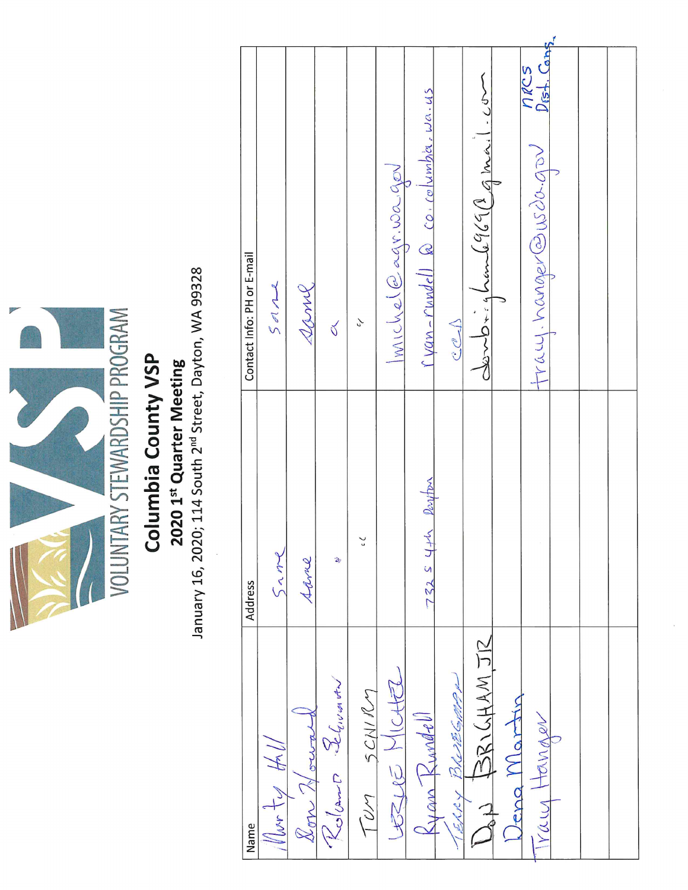VOLUNTARY STEWARDSHIP PROGRAM

# Columbia County VSP

**2020 1st Quarter Meeting**

January 16, 2020; 114 South 2nd Street, Dayton, WA 99328

| Name | Address | Contact Info: PH or E-mail |
| --- | --- | --- |
| Marty Hall | Same | Same |
| Ron Howard | Same | Same |
| Roland Schirman | " | " |
| Tom Schirm | " | " |
| Lizzie Michel | | lmichel@agr.wa.gov |
| Ryan Rundell | 732 S 4th Dayton | ryan-rundell@co.columbia.wa.us |
| Terry Bruegman | | ccd |
| Don Brigham, JR | | donbrigham1969@gmail.com |
| Dena Martin | | |
| Tracy Hanger | | tracy.hanger@usda.gov NRCS Dist. Cons. |
| | | |
| | | |
| | | |